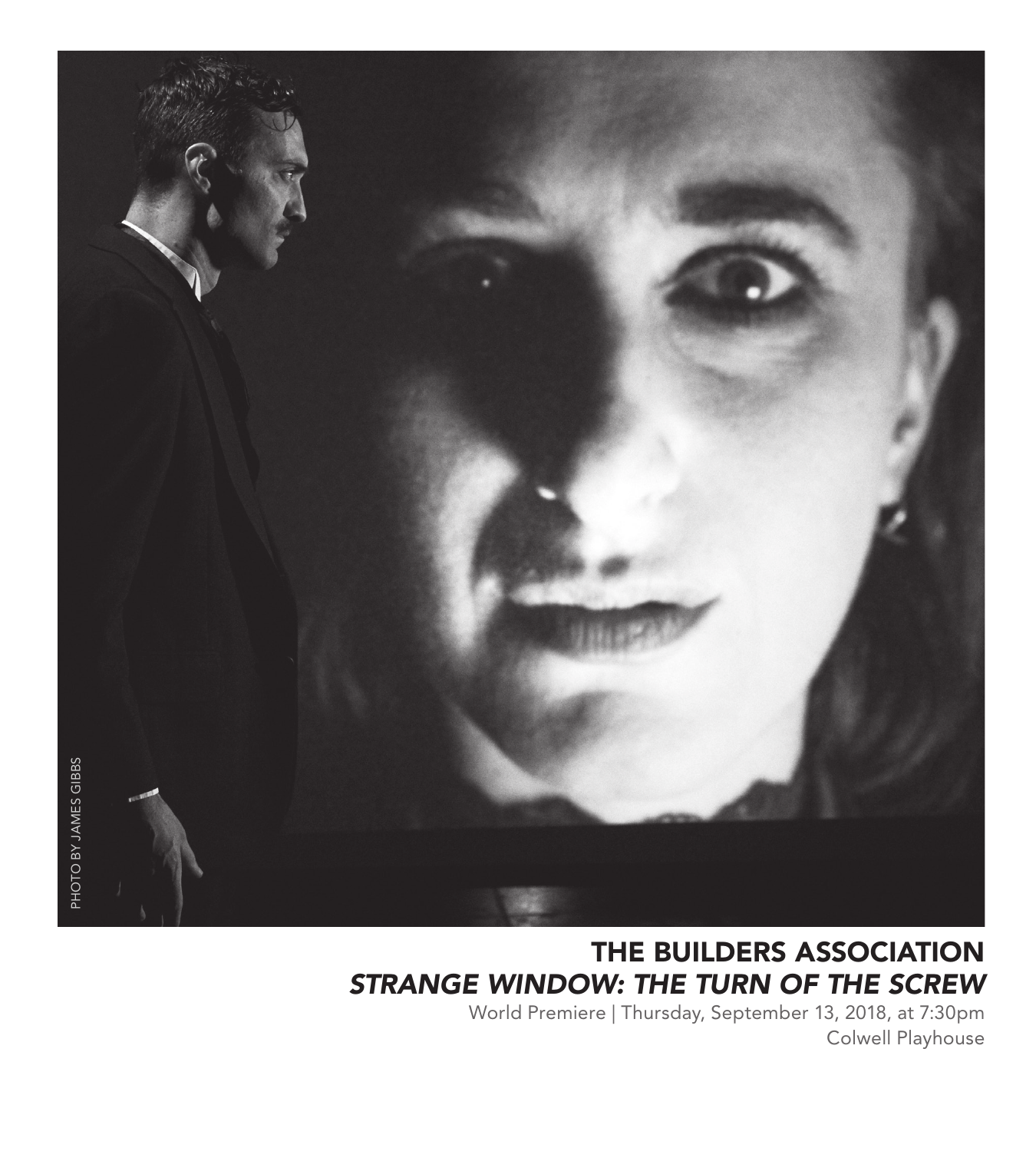PHOTO BY JAMES GIBBS

## THE BUILDERS ASSOCIATION

## *STRANGE WINDOW: THE TURN OF THE SCREW*

World Premiere | Thursday, September 13, 2018, at 7:30pm

Colwell Playhouse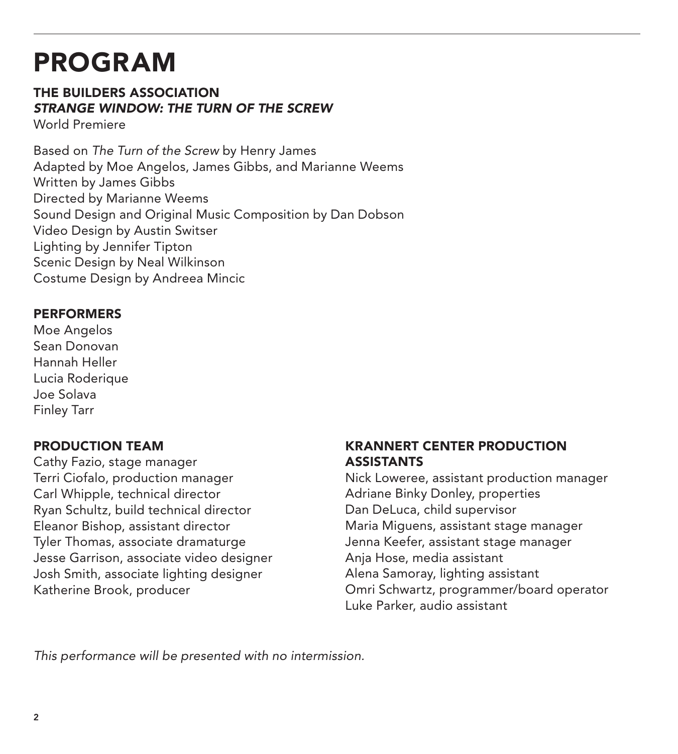# PROGRAM

## THE BUILDERS ASSOCIATION
## *STRANGE WINDOW: THE TURN OF THE SCREW*

World Premiere

Based on *The Turn of the Screw* by Henry James
Adapted by Moe Angelos, James Gibbs, and Marianne Weems
Written by James Gibbs
Directed by Marianne Weems
Sound Design and Original Music Composition by Dan Dobson
Video Design by Austin Switser
Lighting by Jennifer Tipton
Scenic Design by Neal Wilkinson
Costume Design by Andreea Mincic

### PERFORMERS

Moe Angelos
Sean Donovan
Hannah Heller
Lucia Roderique
Joe Solava
Finley Tarr

### PRODUCTION TEAM

Cathy Fazio, stage manager
Terri Ciofalo, production manager
Carl Whipple, technical director
Ryan Schultz, build technical director
Eleanor Bishop, assistant director
Tyler Thomas, associate dramaturge
Jesse Garrison, associate video designer
Josh Smith, associate lighting designer
Katherine Brook, producer

### KRANNERT CENTER PRODUCTION ASSISTANTS

Nick Loweree, assistant production manager
Adriane Binky Donley, properties
Dan DeLuca, child supervisor
Maria Miguens, assistant stage manager
Jenna Keefer, assistant stage manager
Anja Hose, media assistant
Alena Samoray, lighting assistant
Omri Schwartz, programmer/board operator
Luke Parker, audio assistant

*This performance will be presented with no intermission.*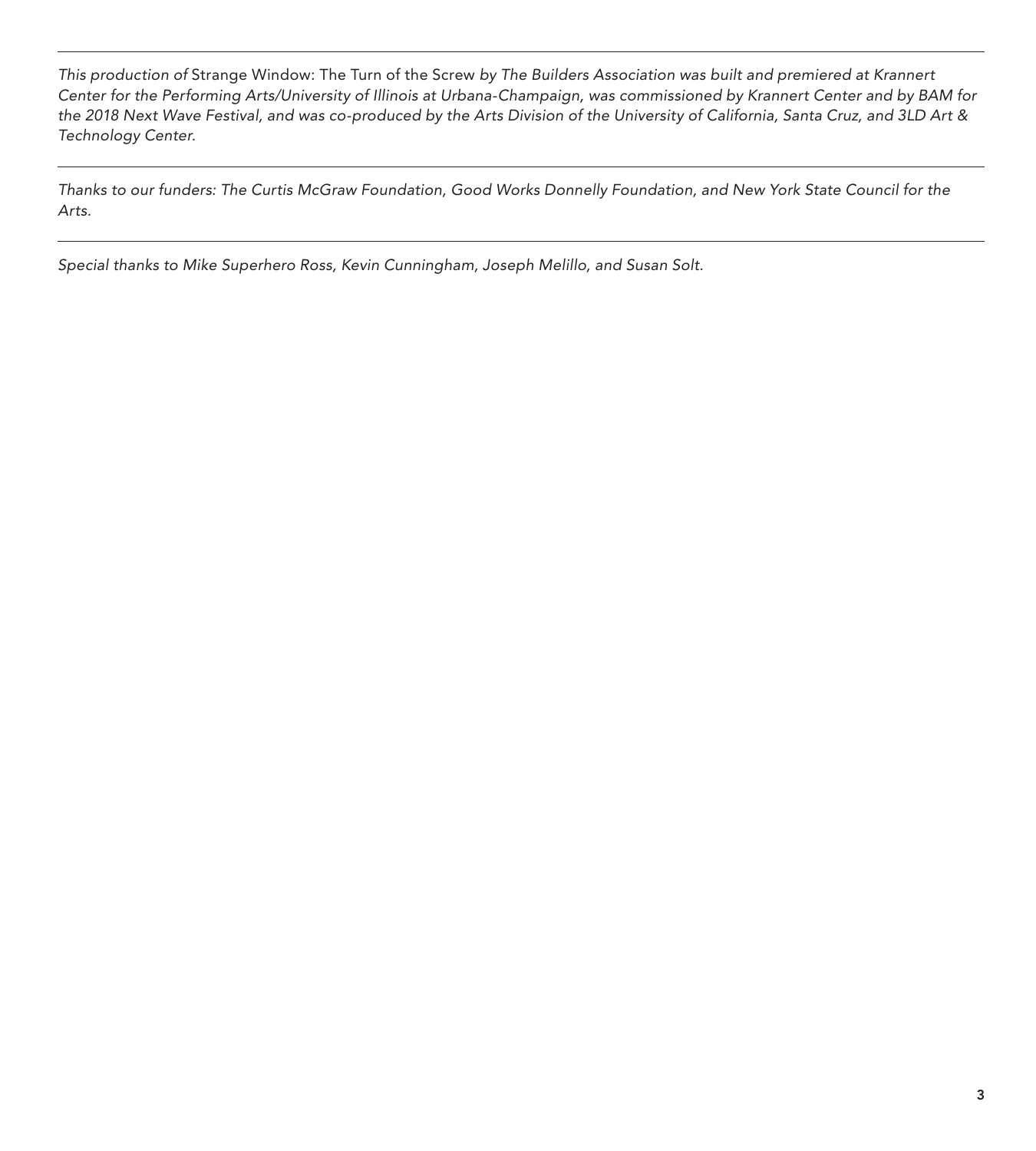---

*This production of* Strange Window: The Turn of the Screw *by The Builders Association was built and premiered at Krannert Center for the Performing Arts/University of Illinois at Urbana-Champaign, was commissioned by Krannert Center and by BAM for the 2018 Next Wave Festival, and was co-produced by the Arts Division of the University of California, Santa Cruz, and 3LD Art & Technology Center.*

---

*Thanks to our funders: The Curtis McGraw Foundation, Good Works Donnelly Foundation, and New York State Council for the Arts.*

---

*Special thanks to Mike Superhero Ross, Kevin Cunningham, Joseph Melillo, and Susan Solt.*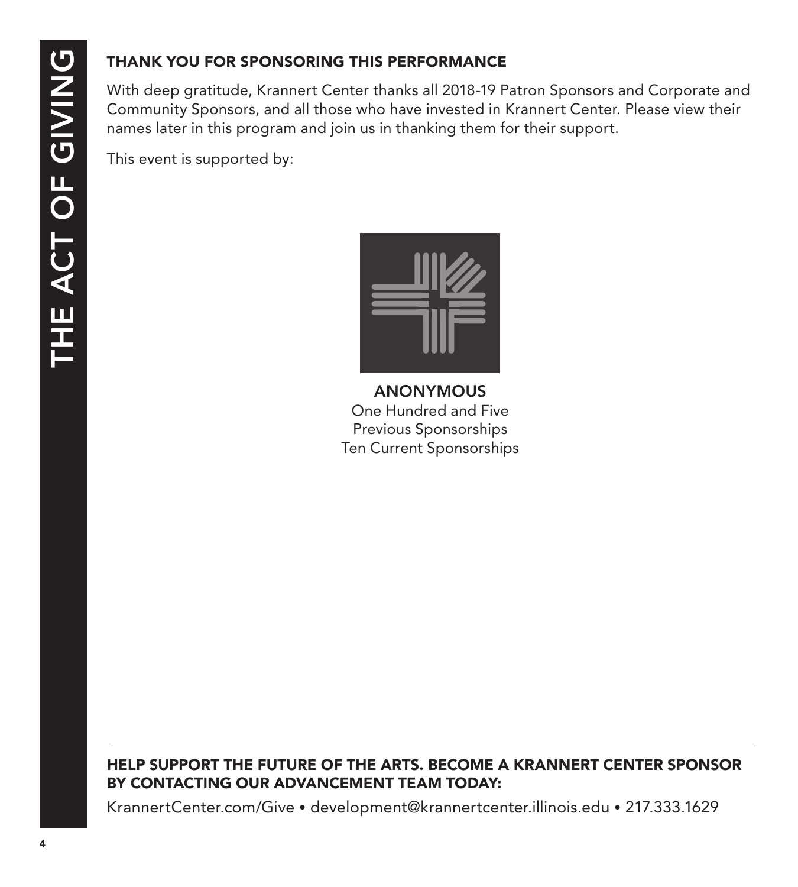## THANK YOU FOR SPONSORING THIS PERFORMANCE

With deep gratitude, Krannert Center thanks all 2018-19 Patron Sponsors and Corporate and Community Sponsors, and all those who have invested in Krannert Center. Please view their names later in this program and join us in thanking them for their support.

This event is supported by:

**ANONYMOUS**
One Hundred and Five
Previous Sponsorships
Ten Current Sponsorships

---

**HELP SUPPORT THE FUTURE OF THE ARTS. BECOME A KRANNERT CENTER SPONSOR BY CONTACTING OUR ADVANCEMENT TEAM TODAY:**

KrannertCenter.com/Give • development@krannertcenter.illinois.edu • 217.333.1629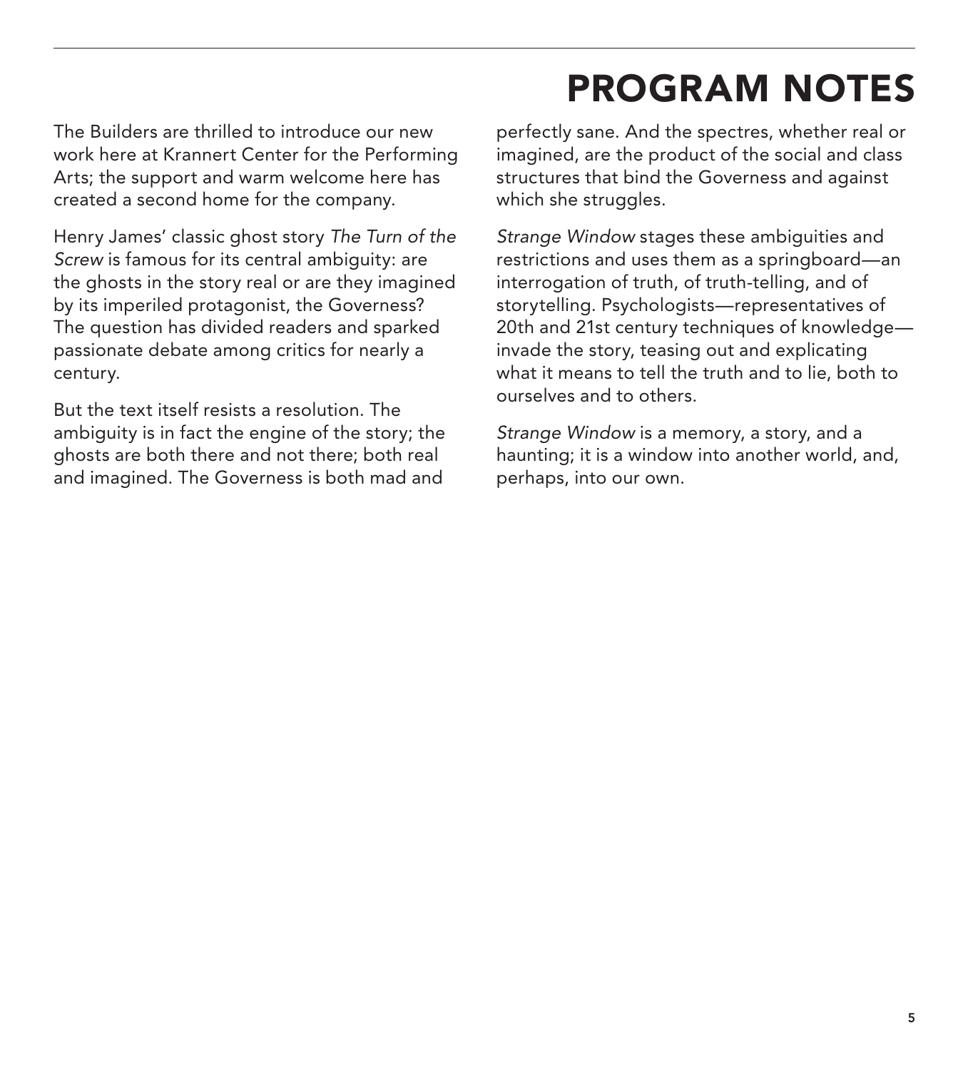# PROGRAM NOTES

The Builders are thrilled to introduce our new work here at Krannert Center for the Performing Arts; the support and warm welcome here has created a second home for the company.

Henry James' classic ghost story *The Turn of the Screw* is famous for its central ambiguity: are the ghosts in the story real or are they imagined by its imperiled protagonist, the Governess? The question has divided readers and sparked passionate debate among critics for nearly a century.

But the text itself resists a resolution. The ambiguity is in fact the engine of the story; the ghosts are both there and not there; both real and imagined. The Governess is both mad and perfectly sane. And the spectres, whether real or imagined, are the product of the social and class structures that bind the Governess and against which she struggles.

*Strange Window* stages these ambiguities and restrictions and uses them as a springboard—an interrogation of truth, of truth-telling, and of storytelling. Psychologists—representatives of 20th and 21st century techniques of knowledge—invade the story, teasing out and explicating what it means to tell the truth and to lie, both to ourselves and to others.

*Strange Window* is a memory, a story, and a haunting; it is a window into another world, and, perhaps, into our own.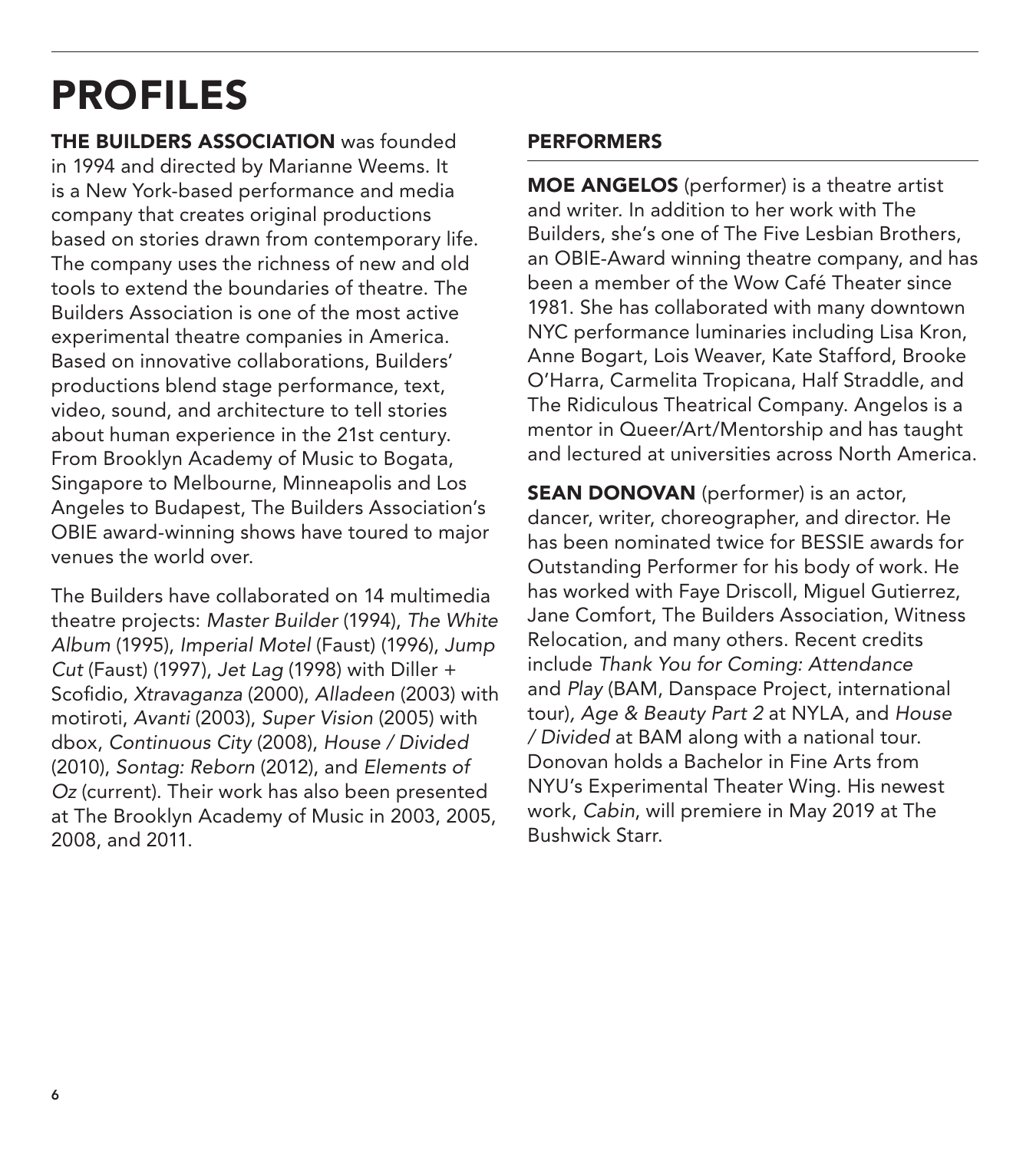# PROFILES

**THE BUILDERS ASSOCIATION** was founded in 1994 and directed by Marianne Weems. It is a New York-based performance and media company that creates original productions based on stories drawn from contemporary life. The company uses the richness of new and old tools to extend the boundaries of theatre. The Builders Association is one of the most active experimental theatre companies in America. Based on innovative collaborations, Builders' productions blend stage performance, text, video, sound, and architecture to tell stories about human experience in the 21st century. From Brooklyn Academy of Music to Bogata, Singapore to Melbourne, Minneapolis and Los Angeles to Budapest, The Builders Association's OBIE award-winning shows have toured to major venues the world over.

The Builders have collaborated on 14 multimedia theatre projects: *Master Builder* (1994), *The White Album* (1995), *Imperial Motel* (Faust) (1996), *Jump Cut* (Faust) (1997), *Jet Lag* (1998) with Diller + Scofidio, *Xtravaganza* (2000), *Alladeen* (2003) with motiroti, *Avanti* (2003), *Super Vision* (2005) with dbox, *Continuous City* (2008), *House / Divided* (2010), *Sontag: Reborn* (2012), and *Elements of Oz* (current). Their work has also been presented at The Brooklyn Academy of Music in 2003, 2005, 2008, and 2011.

## PERFORMERS

**MOE ANGELOS** (performer) is a theatre artist and writer. In addition to her work with The Builders, she's one of The Five Lesbian Brothers, an OBIE-Award winning theatre company, and has been a member of the Wow Café Theater since 1981. She has collaborated with many downtown NYC performance luminaries including Lisa Kron, Anne Bogart, Lois Weaver, Kate Stafford, Brooke O'Harra, Carmelita Tropicana, Half Straddle, and The Ridiculous Theatrical Company. Angelos is a mentor in Queer/Art/Mentorship and has taught and lectured at universities across North America.

**SEAN DONOVAN** (performer) is an actor, dancer, writer, choreographer, and director. He has been nominated twice for BESSIE awards for Outstanding Performer for his body of work. He has worked with Faye Driscoll, Miguel Gutierrez, Jane Comfort, The Builders Association, Witness Relocation, and many others. Recent credits include *Thank You for Coming: Attendance* and *Play* (BAM, Danspace Project, international tour), *Age & Beauty Part 2* at NYLA, and *House / Divided* at BAM along with a national tour. Donovan holds a Bachelor in Fine Arts from NYU's Experimental Theater Wing. His newest work, *Cabin*, will premiere in May 2019 at The Bushwick Starr.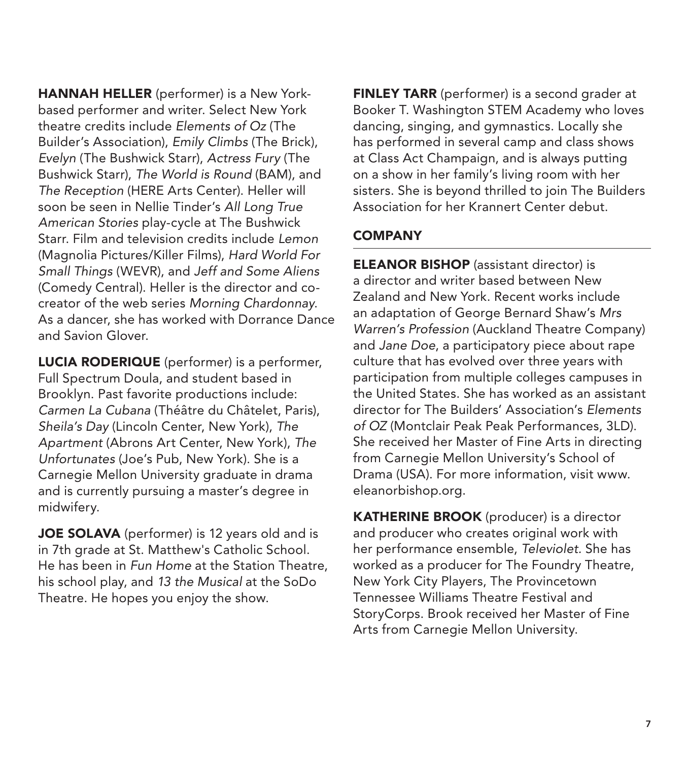**HANNAH HELLER** (performer) is a New York-based performer and writer. Select New York theatre credits include *Elements of Oz* (The Builder's Association), *Emily Climbs* (The Brick), *Evelyn* (The Bushwick Starr), *Actress Fury* (The Bushwick Starr), *The World is Round* (BAM), and *The Reception* (HERE Arts Center). Heller will soon be seen in Nellie Tinder's *All Long True American Stories* play-cycle at The Bushwick Starr. Film and television credits include *Lemon* (Magnolia Pictures/Killer Films), *Hard World For Small Things* (WEVR), and *Jeff and Some Aliens* (Comedy Central). Heller is the director and co-creator of the web series *Morning Chardonnay*. As a dancer, she has worked with Dorrance Dance and Savion Glover.

**LUCIA RODERIQUE** (performer) is a performer, Full Spectrum Doula, and student based in Brooklyn. Past favorite productions include: *Carmen La Cubana* (Théâtre du Châtelet, Paris), *Sheila's Day* (Lincoln Center, New York), *The Apartment* (Abrons Art Center, New York), *The Unfortunates* (Joe's Pub, New York). She is a Carnegie Mellon University graduate in drama and is currently pursuing a master's degree in midwifery.

**JOE SOLAVA** (performer) is 12 years old and is in 7th grade at St. Matthew's Catholic School. He has been in *Fun Home* at the Station Theatre, his school play, and *13 the Musical* at the SoDo Theatre. He hopes you enjoy the show.

**FINLEY TARR** (performer) is a second grader at Booker T. Washington STEM Academy who loves dancing, singing, and gymnastics. Locally she has performed in several camp and class shows at Class Act Champaign, and is always putting on a show in her family's living room with her sisters. She is beyond thrilled to join The Builders Association for her Krannert Center debut.

## COMPANY

**ELEANOR BISHOP** (assistant director) is a director and writer based between New Zealand and New York. Recent works include an adaptation of George Bernard Shaw's *Mrs Warren's Profession* (Auckland Theatre Company) and *Jane Doe*, a participatory piece about rape culture that has evolved over three years with participation from multiple colleges campuses in the United States. She has worked as an assistant director for The Builders' Association's *Elements of OZ* (Montclair Peak Peak Performances, 3LD). She received her Master of Fine Arts in directing from Carnegie Mellon University's School of Drama (USA). For more information, visit www.eleanorbishop.org.

**KATHERINE BROOK** (producer) is a director and producer who creates original work with her performance ensemble, *Televiolet.* She has worked as a producer for The Foundry Theatre, New York City Players, The Provincetown Tennessee Williams Theatre Festival and StoryCorps. Brook received her Master of Fine Arts from Carnegie Mellon University.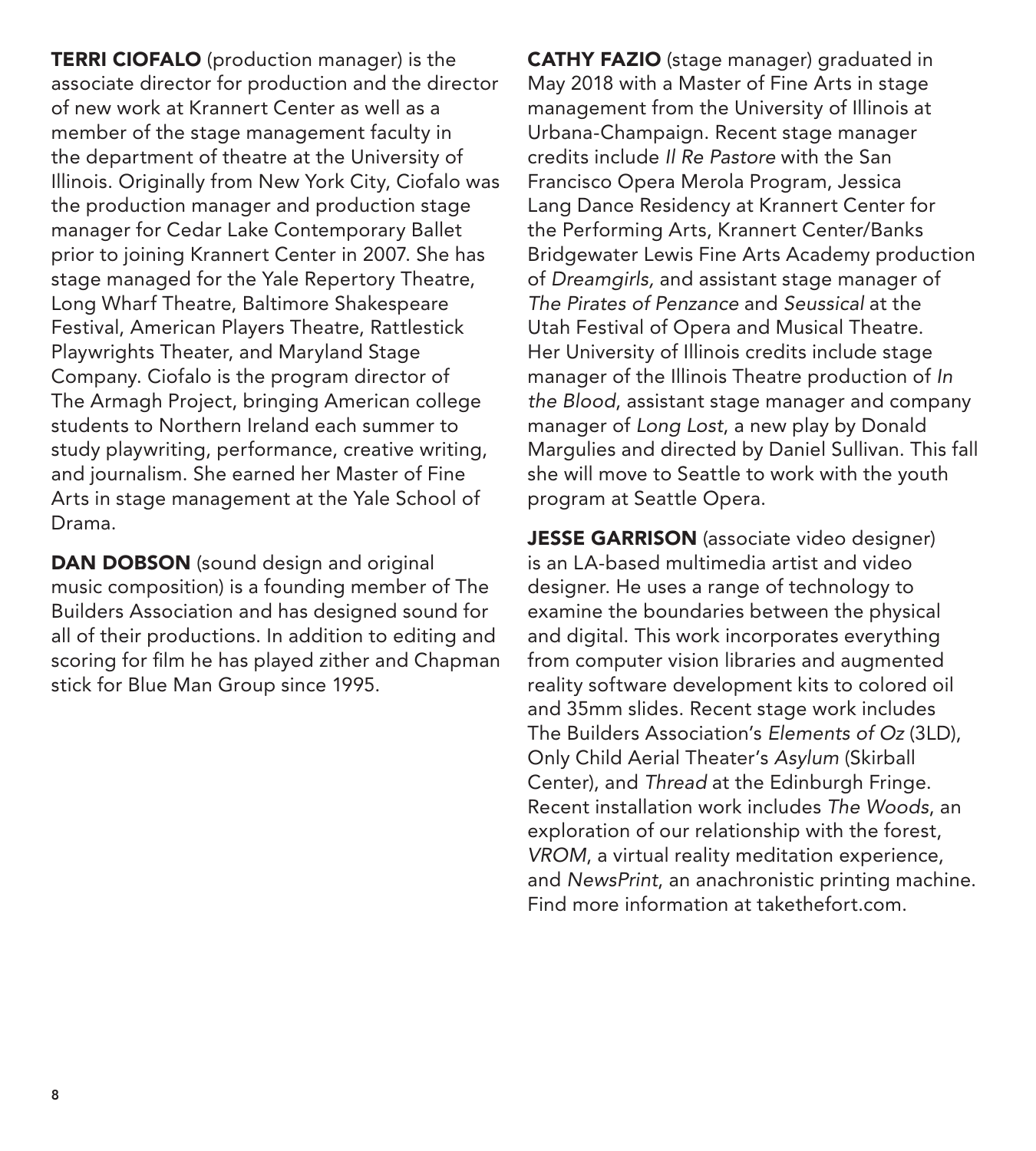**TERRI CIOFALO** (production manager) is the associate director for production and the director of new work at Krannert Center as well as a member of the stage management faculty in the department of theatre at the University of Illinois. Originally from New York City, Ciofalo was the production manager and production stage manager for Cedar Lake Contemporary Ballet prior to joining Krannert Center in 2007. She has stage managed for the Yale Repertory Theatre, Long Wharf Theatre, Baltimore Shakespeare Festival, American Players Theatre, Rattlestick Playwrights Theater, and Maryland Stage Company. Ciofalo is the program director of The Armagh Project, bringing American college students to Northern Ireland each summer to study playwriting, performance, creative writing, and journalism. She earned her Master of Fine Arts in stage management at the Yale School of Drama.

**DAN DOBSON** (sound design and original music composition) is a founding member of The Builders Association and has designed sound for all of their productions. In addition to editing and scoring for film he has played zither and Chapman stick for Blue Man Group since 1995.

**CATHY FAZIO** (stage manager) graduated in May 2018 with a Master of Fine Arts in stage management from the University of Illinois at Urbana-Champaign. Recent stage manager credits include *Il Re Pastore* with the San Francisco Opera Merola Program, Jessica Lang Dance Residency at Krannert Center for the Performing Arts, Krannert Center/Banks Bridgewater Lewis Fine Arts Academy production of *Dreamgirls,* and assistant stage manager of *The Pirates of Penzance* and *Seussical* at the Utah Festival of Opera and Musical Theatre. Her University of Illinois credits include stage manager of the Illinois Theatre production of *In the Blood*, assistant stage manager and company manager of *Long Lost*, a new play by Donald Margulies and directed by Daniel Sullivan. This fall she will move to Seattle to work with the youth program at Seattle Opera.

**JESSE GARRISON** (associate video designer) is an LA-based multimedia artist and video designer. He uses a range of technology to examine the boundaries between the physical and digital. This work incorporates everything from computer vision libraries and augmented reality software development kits to colored oil and 35mm slides. Recent stage work includes The Builders Association's *Elements of Oz* (3LD), Only Child Aerial Theater's *Asylum* (Skirball Center), and *Thread* at the Edinburgh Fringe. Recent installation work includes *The Woods*, an exploration of our relationship with the forest, *VROM*, a virtual reality meditation experience, and *NewsPrint*, an anachronistic printing machine. Find more information at takethefort.com.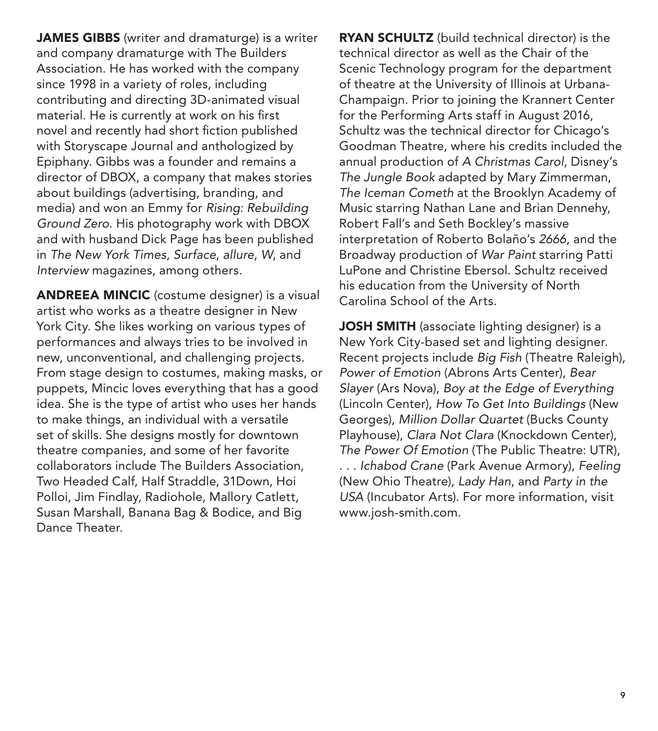**JAMES GIBBS** (writer and dramaturge) is a writer and company dramaturge with The Builders Association. He has worked with the company since 1998 in a variety of roles, including contributing and directing 3D-animated visual material. He is currently at work on his first novel and recently had short fiction published with Storyscape Journal and anthologized by Epiphany. Gibbs was a founder and remains a director of DBOX, a company that makes stories about buildings (advertising, branding, and media) and won an Emmy for *Rising: Rebuilding Ground Zero*. His photography work with DBOX and with husband Dick Page has been published in *The New York Times*, *Surface*, *allure*, *W*, and *Interview* magazines, among others.

**ANDREEA MINCIC** (costume designer) is a visual artist who works as a theatre designer in New York City. She likes working on various types of performances and always tries to be involved in new, unconventional, and challenging projects. From stage design to costumes, making masks, or puppets, Mincic loves everything that has a good idea. She is the type of artist who uses her hands to make things, an individual with a versatile set of skills. She designs mostly for downtown theatre companies, and some of her favorite collaborators include The Builders Association, Two Headed Calf, Half Straddle, 31Down, Hoi Polloi, Jim Findlay, Radiohole, Mallory Catlett, Susan Marshall, Banana Bag & Bodice, and Big Dance Theater.

**RYAN SCHULTZ** (build technical director) is the technical director as well as the Chair of the Scenic Technology program for the department of theatre at the University of Illinois at Urbana-Champaign. Prior to joining the Krannert Center for the Performing Arts staff in August 2016, Schultz was the technical director for Chicago's Goodman Theatre, where his credits included the annual production of *A Christmas Carol*, Disney's *The Jungle Book* adapted by Mary Zimmerman, *The Iceman Cometh* at the Brooklyn Academy of Music starring Nathan Lane and Brian Dennehy, Robert Fall's and Seth Bockley's massive interpretation of Roberto Bolaño's *2666*, and the Broadway production of *War Paint* starring Patti LuPone and Christine Ebersol. Schultz received his education from the University of North Carolina School of the Arts.

**JOSH SMITH** (associate lighting designer) is a New York City-based set and lighting designer. Recent projects include *Big Fish* (Theatre Raleigh), *Power of Emotion* (Abrons Arts Center), *Bear Slayer* (Ars Nova), *Boy at the Edge of Everything* (Lincoln Center), *How To Get Into Buildings* (New Georges), *Million Dollar Quartet* (Bucks County Playhouse), *Clara Not Clara* (Knockdown Center), *The Power Of Emotion* (The Public Theatre: UTR), *. . . Ichabod Crane* (Park Avenue Armory), *Feeling* (New Ohio Theatre), *Lady Han*, and *Party in the USA* (Incubator Arts). For more information, visit www.josh-smith.com.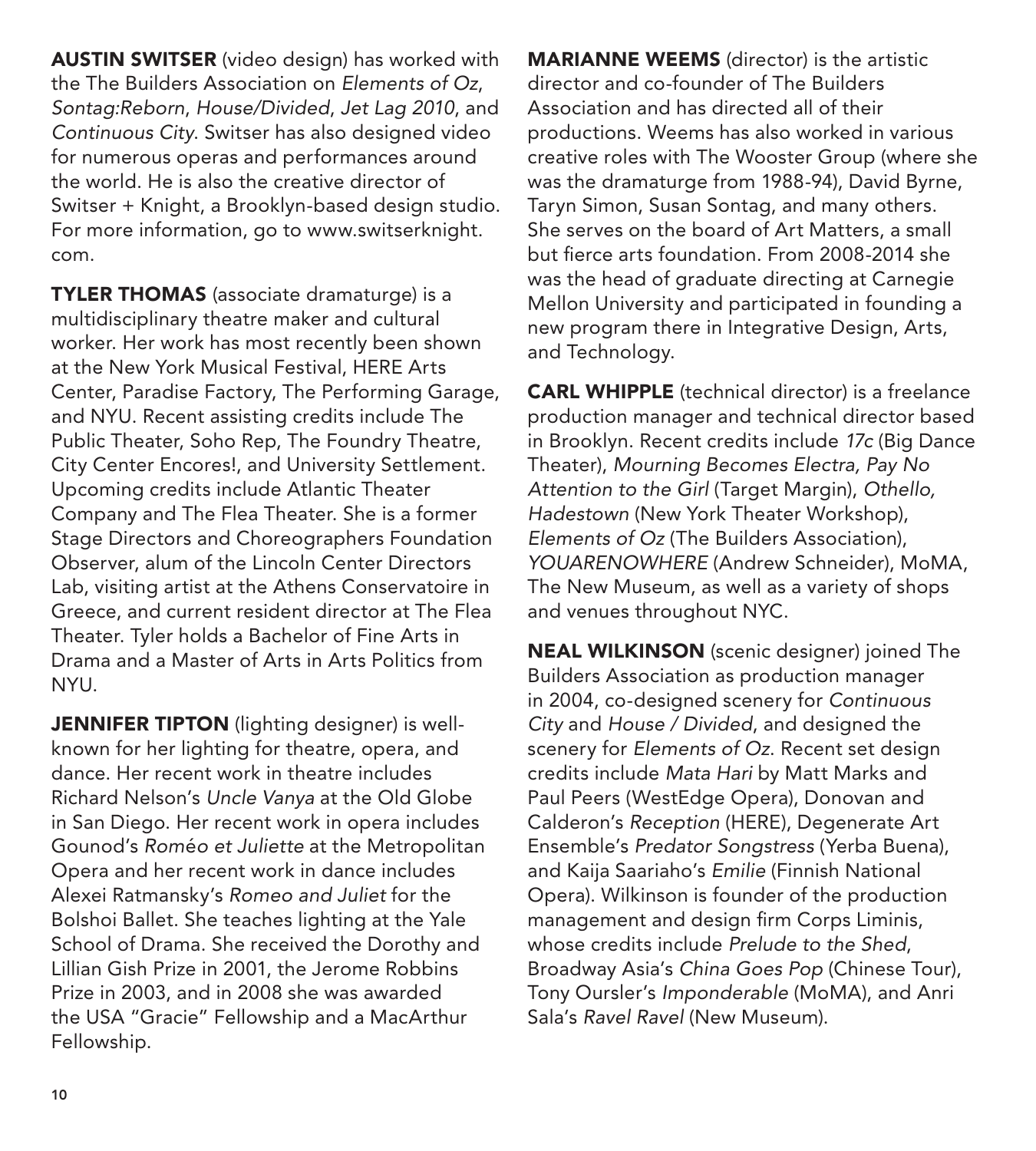**AUSTIN SWITSER** (video design) has worked with the The Builders Association on *Elements of Oz*, *Sontag:Reborn*, *House/Divided*, *Jet Lag 2010*, and *Continuous City*. Switser has also designed video for numerous operas and performances around the world. He is also the creative director of Switser + Knight, a Brooklyn-based design studio. For more information, go to www.switserknight.com.

**TYLER THOMAS** (associate dramaturge) is a multidisciplinary theatre maker and cultural worker. Her work has most recently been shown at the New York Musical Festival, HERE Arts Center, Paradise Factory, The Performing Garage, and NYU. Recent assisting credits include The Public Theater, Soho Rep, The Foundry Theatre, City Center Encores!, and University Settlement. Upcoming credits include Atlantic Theater Company and The Flea Theater. She is a former Stage Directors and Choreographers Foundation Observer, alum of the Lincoln Center Directors Lab, visiting artist at the Athens Conservatoire in Greece, and current resident director at The Flea Theater. Tyler holds a Bachelor of Fine Arts in Drama and a Master of Arts in Arts Politics from NYU.

**JENNIFER TIPTON** (lighting designer) is well-known for her lighting for theatre, opera, and dance. Her recent work in theatre includes Richard Nelson's *Uncle Vanya* at the Old Globe in San Diego. Her recent work in opera includes Gounod's *Roméo et Juliette* at the Metropolitan Opera and her recent work in dance includes Alexei Ratmansky's *Romeo and Juliet* for the Bolshoi Ballet. She teaches lighting at the Yale School of Drama. She received the Dorothy and Lillian Gish Prize in 2001, the Jerome Robbins Prize in 2003, and in 2008 she was awarded the USA "Gracie" Fellowship and a MacArthur Fellowship.

**MARIANNE WEEMS** (director) is the artistic director and co-founder of The Builders Association and has directed all of their productions. Weems has also worked in various creative roles with The Wooster Group (where she was the dramaturge from 1988-94), David Byrne, Taryn Simon, Susan Sontag, and many others. She serves on the board of Art Matters, a small but fierce arts foundation. From 2008-2014 she was the head of graduate directing at Carnegie Mellon University and participated in founding a new program there in Integrative Design, Arts, and Technology.

**CARL WHIPPLE** (technical director) is a freelance production manager and technical director based in Brooklyn. Recent credits include *17c* (Big Dance Theater), *Mourning Becomes Electra, Pay No Attention to the Girl* (Target Margin), *Othello, Hadestown* (New York Theater Workshop), *Elements of Oz* (The Builders Association), *YOUARENOWHERE* (Andrew Schneider), MoMA, The New Museum, as well as a variety of shops and venues throughout NYC.

**NEAL WILKINSON** (scenic designer) joined The Builders Association as production manager in 2004, co-designed scenery for *Continuous City* and *House / Divided*, and designed the scenery for *Elements of Oz*. Recent set design credits include *Mata Hari* by Matt Marks and Paul Peers (WestEdge Opera), Donovan and Calderon's *Reception* (HERE), Degenerate Art Ensemble's *Predator Songstress* (Yerba Buena), and Kaija Saariaho's *Emilie* (Finnish National Opera). Wilkinson is founder of the production management and design firm Corps Liminis, whose credits include *Prelude to the Shed*, Broadway Asia's *China Goes Pop* (Chinese Tour), Tony Oursler's *Imponderable* (MoMA), and Anri Sala's *Ravel Ravel* (New Museum).